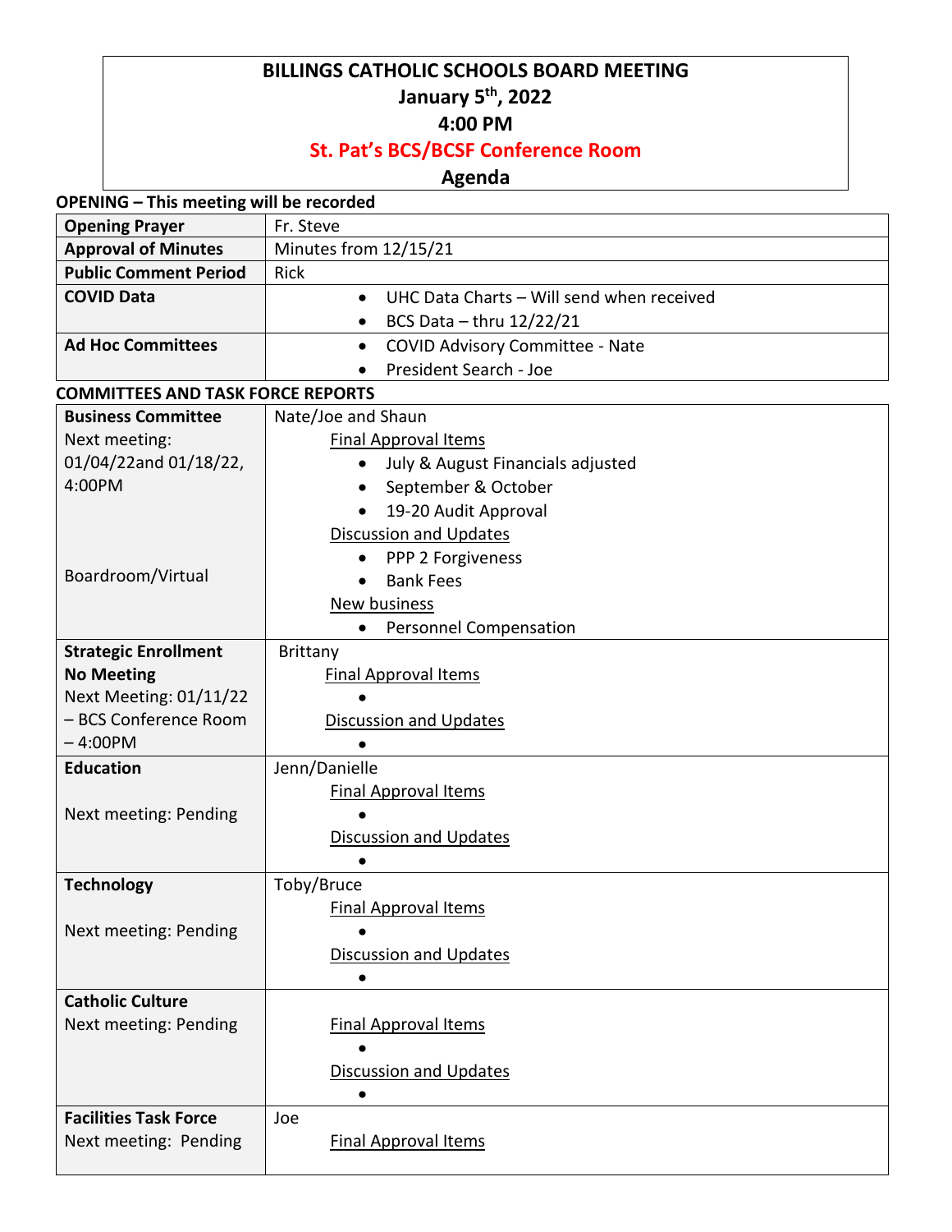**BILLINGS CATHOLIC SCHOOLS BOARD MEETING**
**January 5th, 2022**
**4:00 PM**
**St. Pat's BCS/BCSF Conference Room**
**Agenda**

**OPENING – This meeting will be recorded**

| | |
|---|---|
| **Opening Prayer** | Fr. Steve |
| **Approval of Minutes** | Minutes from 12/15/21 |
| **Public Comment Period** | Rick |
| **COVID Data** | • UHC Data Charts – Will send when received<br>• BCS Data – thru 12/22/21 |
| **Ad Hoc Committees** | • COVID Advisory Committee - Nate<br>• President Search - Joe |

**COMMITTEES AND TASK FORCE REPORTS**

| | |
|---|---|
| **Business Committee**<br>Next meeting: 01/04/22and 01/18/22, 4:00PM<br><br>Boardroom/Virtual | Nate/Joe and Shaun<br>Final Approval Items<br>• July & August Financials adjusted<br>• September & October<br>• 19-20 Audit Approval<br>Discussion and Updates<br>• PPP 2 Forgiveness<br>• Bank Fees<br>New business<br>• Personnel Compensation |
| **Strategic Enrollment**<br>**No Meeting**<br>Next Meeting: 01/11/22 – BCS Conference Room – 4:00PM | Brittany<br>Final Approval Items<br>•<br>Discussion and Updates<br>• |
| **Education**<br><br>Next meeting: Pending | Jenn/Danielle<br>Final Approval Items<br>•<br>Discussion and Updates<br>• |
| **Technology**<br><br>Next meeting: Pending | Toby/Bruce<br>Final Approval Items<br>•<br>Discussion and Updates<br>• |
| **Catholic Culture**<br>Next meeting: Pending | Final Approval Items<br>•<br>Discussion and Updates<br>• |
| **Facilities Task Force**<br>Next meeting: Pending | Joe<br>Final Approval Items |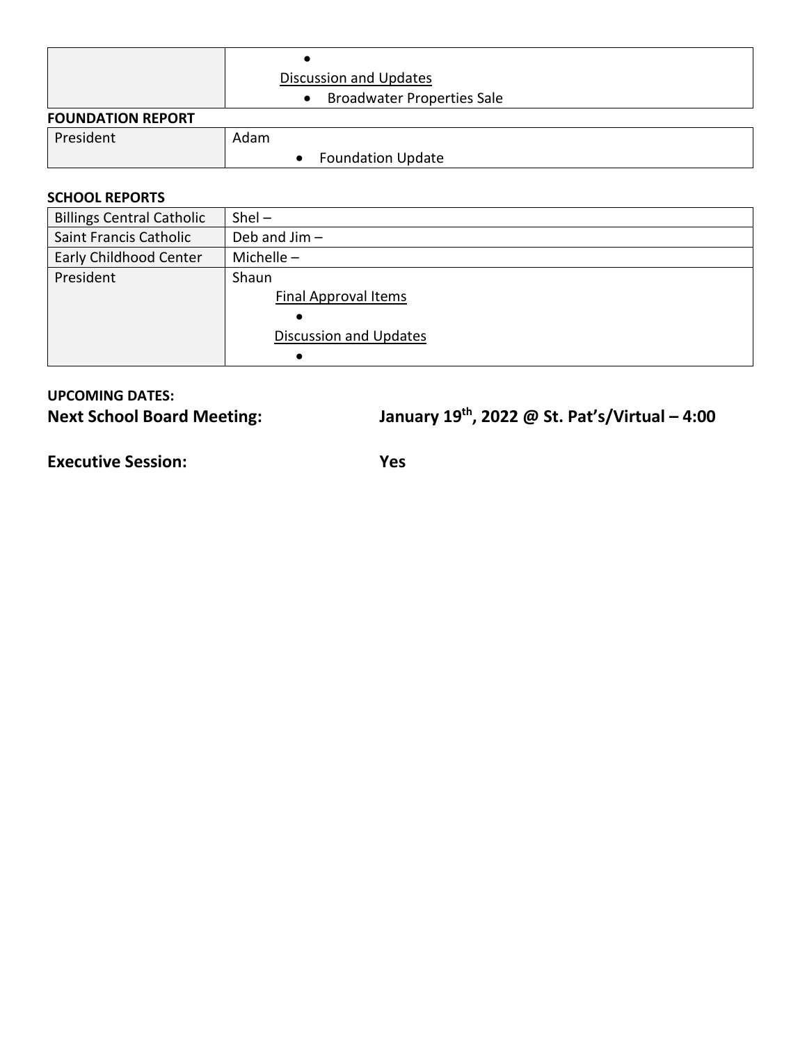| | |
|---|---|
| | • <br> Discussion and Updates <br> • Broadwater Properties Sale |

**FOUNDATION REPORT**

| | |
|---|---|
| President | Adam <br> • Foundation Update |

**SCHOOL REPORTS**

| | |
|---|---|
| Billings Central Catholic | Shel – |
| Saint Francis Catholic | Deb and Jim – |
| Early Childhood Center | Michelle – |
| President | Shaun <br> Final Approval Items <br> • <br> Discussion and Updates <br> • |

**UPCOMING DATES:**

**Next School Board Meeting:** **January 19th, 2022 @ St. Pat's/Virtual – 4:00**

**Executive Session:** **Yes**